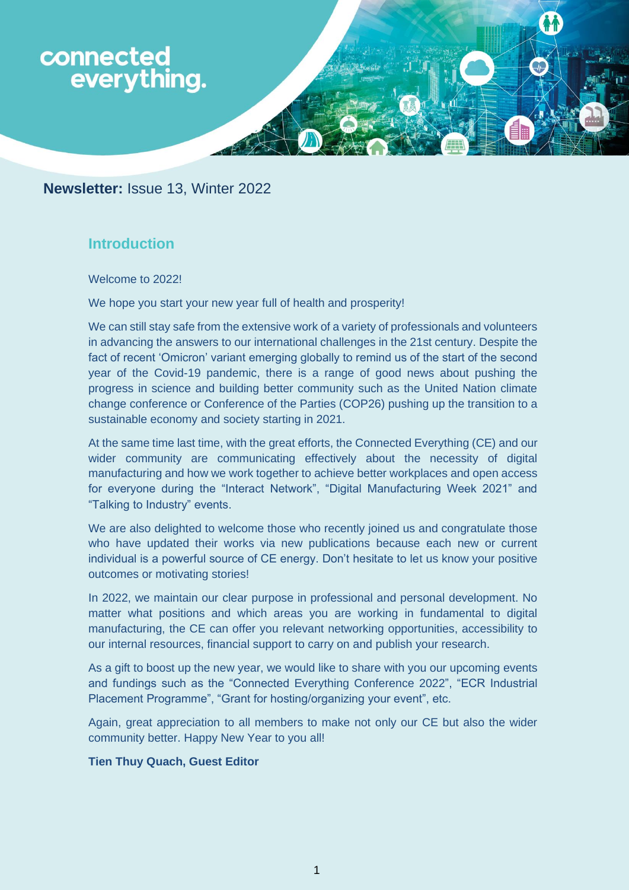connected everything.

**Newsletter:** Issue 13, Winter 2022

## Introduction

Welcome to 2022!

We hope you start your new year full of health and prosperity!

We can still stay safe from the extensive work of a variety of professionals and volunteers in advancing the answers to our international challenges in the 21st century. Despite the fact of recent 'Omicron' variant emerging globally to remind us of the start of the second year of the Covid-19 pandemic, there is a range of good news about pushing the progress in science and building better community such as the United Nation climate change conference or Conference of the Parties (COP26) pushing up the transition to a sustainable economy and society starting in 2021.

At the same time last time, with the great efforts, the Connected Everything (CE) and our wider community are communicating effectively about the necessity of digital manufacturing and how we work together to achieve better workplaces and open access for everyone during the "Interact Network", "Digital Manufacturing Week 2021" and "Talking to Industry" events.

We are also delighted to welcome those who recently joined us and congratulate those who have updated their works via new publications because each new or current individual is a powerful source of CE energy. Don't hesitate to let us know your positive outcomes or motivating stories!

In 2022, we maintain our clear purpose in professional and personal development. No matter what positions and which areas you are working in fundamental to digital manufacturing, the CE can offer you relevant networking opportunities, accessibility to our internal resources, financial support to carry on and publish your research.

As a gift to boost up the new year, we would like to share with you our upcoming events and fundings such as the "Connected Everything Conference 2022", "ECR Industrial Placement Programme", "Grant for hosting/organizing your event", etc.

Again, great appreciation to all members to make not only our CE but also the wider community better. Happy New Year to you all!

**Tien Thuy Quach, Guest Editor**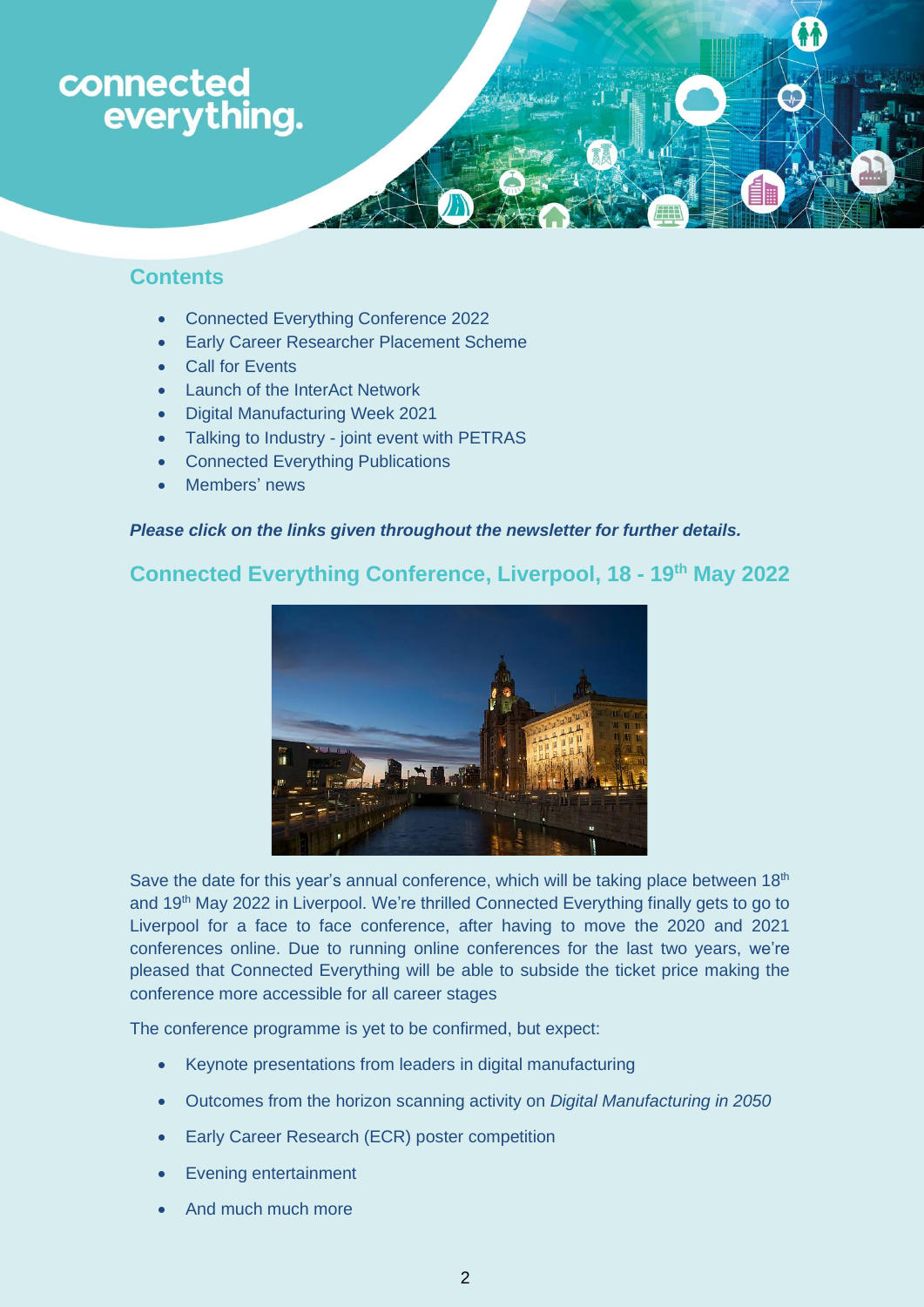connected everything.

## Contents

- Connected Everything Conference 2022
- Early Career Researcher Placement Scheme
- Call for Events
- Launch of the InterAct Network
- Digital Manufacturing Week 2021
- Talking to Industry - joint event with PETRAS
- Connected Everything Publications
- Members' news

***Please click on the links given throughout the newsletter for further details.***

## Connected Everything Conference, Liverpool, 18 - 19th May 2022

Save the date for this year's annual conference, which will be taking place between 18th and 19th May 2022 in Liverpool. We're thrilled Connected Everything finally gets to go to Liverpool for a face to face conference, after having to move the 2020 and 2021 conferences online. Due to running online conferences for the last two years, we're pleased that Connected Everything will be able to subside the ticket price making the conference more accessible for all career stages

The conference programme is yet to be confirmed, but expect:

- Keynote presentations from leaders in digital manufacturing
- Outcomes from the horizon scanning activity on *Digital Manufacturing in 2050*
- Early Career Research (ECR) poster competition
- Evening entertainment
- And much much more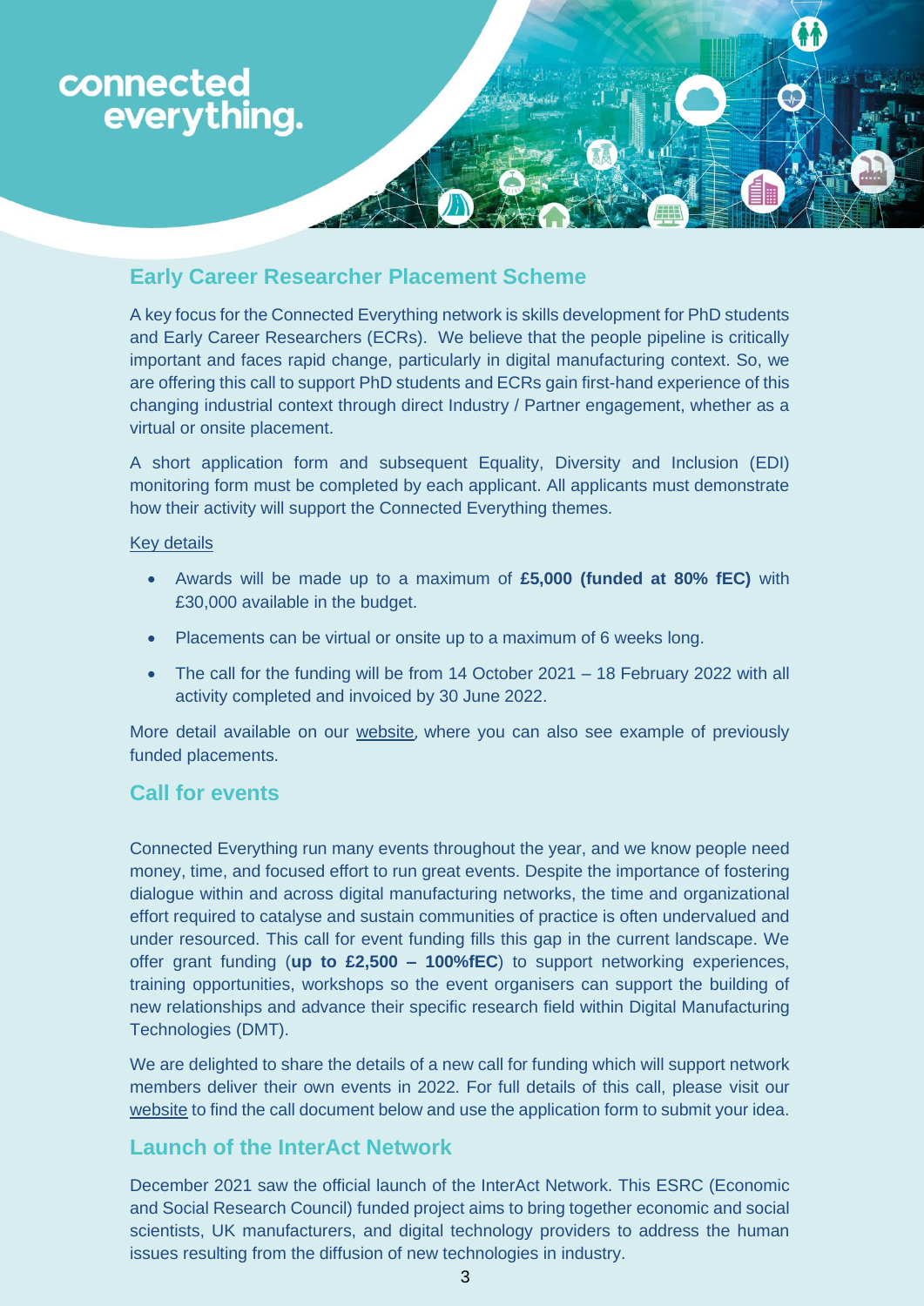connected everything.

## Early Career Researcher Placement Scheme

A key focus for the Connected Everything network is skills development for PhD students and Early Career Researchers (ECRs). We believe that the people pipeline is critically important and faces rapid change, particularly in digital manufacturing context. So, we are offering this call to support PhD students and ECRs gain first-hand experience of this changing industrial context through direct Industry / Partner engagement, whether as a virtual or onsite placement.

A short application form and subsequent Equality, Diversity and Inclusion (EDI) monitoring form must be completed by each applicant. All applicants must demonstrate how their activity will support the Connected Everything themes.

Key details

- Awards will be made up to a maximum of **£5,000 (funded at 80% fEC)** with £30,000 available in the budget.
- Placements can be virtual or onsite up to a maximum of 6 weeks long.
- The call for the funding will be from 14 October 2021 – 18 February 2022 with all activity completed and invoiced by 30 June 2022.

More detail available on our website, where you can also see example of previously funded placements.

## Call for events

Connected Everything run many events throughout the year, and we know people need money, time, and focused effort to run great events. Despite the importance of fostering dialogue within and across digital manufacturing networks, the time and organizational effort required to catalyse and sustain communities of practice is often undervalued and under resourced. This call for event funding fills this gap in the current landscape. We offer grant funding (**up to £2,500 – 100%fEC**) to support networking experiences, training opportunities, workshops so the event organisers can support the building of new relationships and advance their specific research field within Digital Manufacturing Technologies (DMT).

We are delighted to share the details of a new call for funding which will support network members deliver their own events in 2022. For full details of this call, please visit our website to find the call document below and use the application form to submit your idea.

## Launch of the InterAct Network

December 2021 saw the official launch of the InterAct Network. This ESRC (Economic and Social Research Council) funded project aims to bring together economic and social scientists, UK manufacturers, and digital technology providers to address the human issues resulting from the diffusion of new technologies in industry.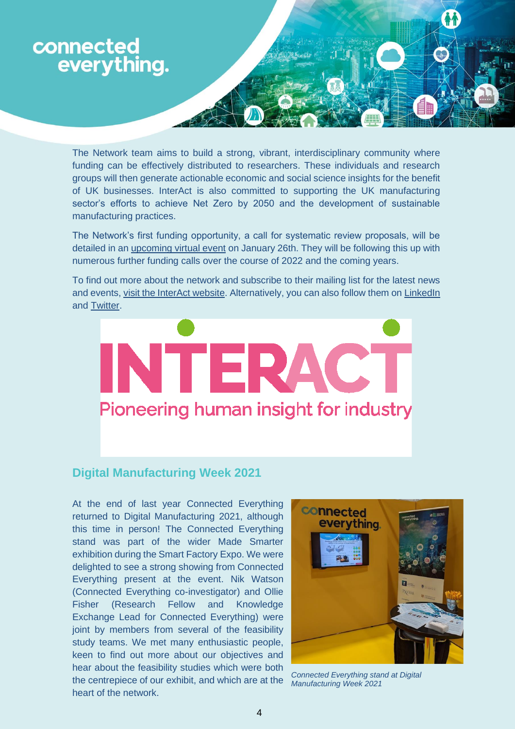The Network team aims to build a strong, vibrant, interdisciplinary community where funding can be effectively distributed to researchers. These individuals and research groups will then generate actionable economic and social science insights for the benefit of UK businesses. InterAct is also committed to supporting the UK manufacturing sector's efforts to achieve Net Zero by 2050 and the development of sustainable manufacturing practices.

The Network's first funding opportunity, a call for systematic review proposals, will be detailed in an upcoming virtual event on January 26th. They will be following this up with numerous further funding calls over the course of 2022 and the coming years.

To find out more about the network and subscribe to their mailing list for the latest news and events, visit the InterAct website. Alternatively, you can also follow them on LinkedIn and Twitter.

INTERACT

Pioneering human insight for industry

## Digital Manufacturing Week 2021

At the end of last year Connected Everything returned to Digital Manufacturing 2021, although this time in person! The Connected Everything stand was part of the wider Made Smarter exhibition during the Smart Factory Expo. We were delighted to see a strong showing from Connected Everything present at the event. Nik Watson (Connected Everything co-investigator) and Ollie Fisher (Research Fellow and Knowledge Exchange Lead for Connected Everything) were joint by members from several of the feasibility study teams. We met many enthusiastic people, keen to find out more about our objectives and hear about the feasibility studies which were both the centrepiece of our exhibit, and which are at the heart of the network.

*Connected Everything stand at Digital Manufacturing Week 2021*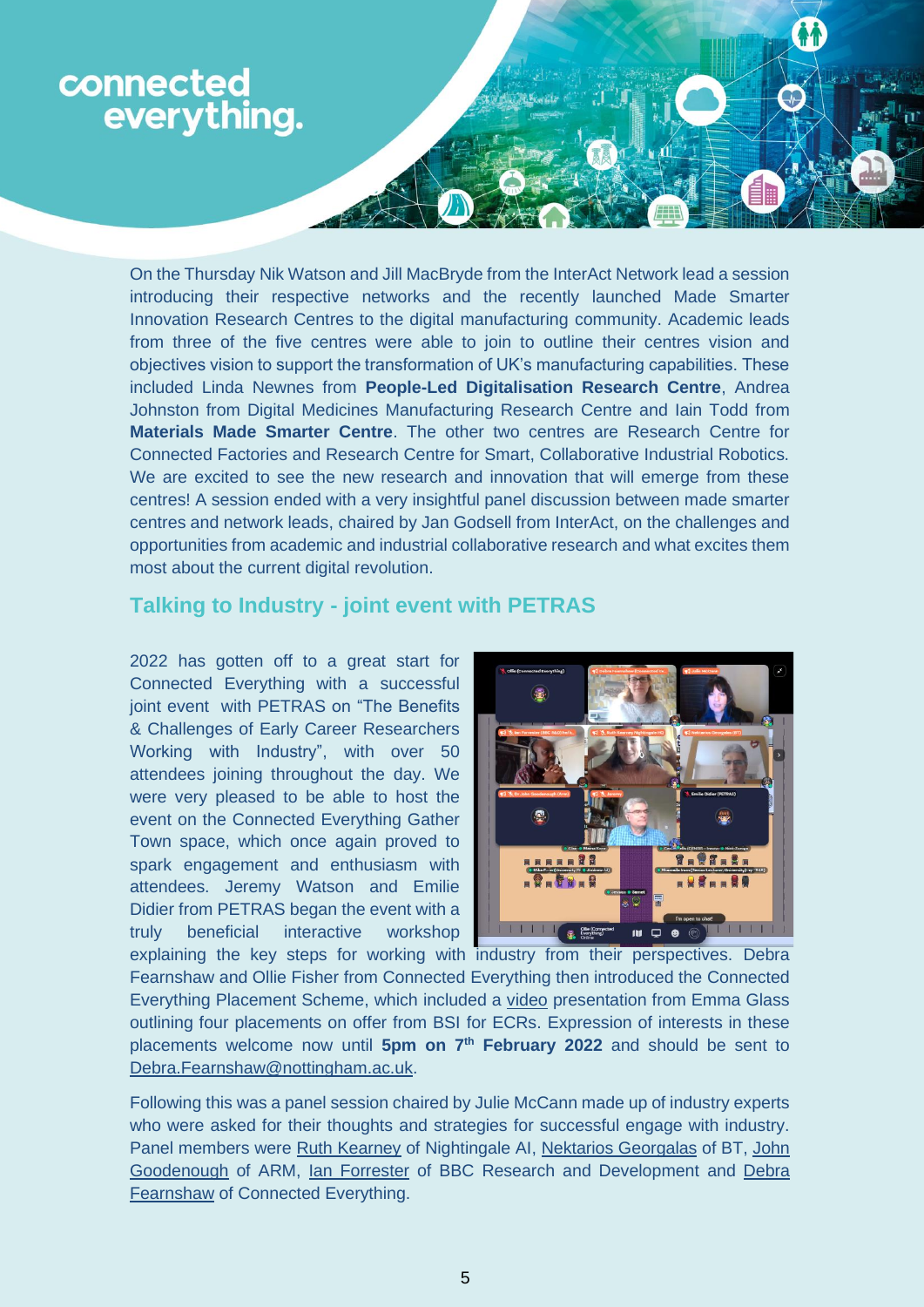On the Thursday Nik Watson and Jill MacBryde from the InterAct Network lead a session introducing their respective networks and the recently launched Made Smarter Innovation Research Centres to the digital manufacturing community. Academic leads from three of the five centres were able to join to outline their centres vision and objectives vision to support the transformation of UK's manufacturing capabilities. These included Linda Newnes from **People-Led Digitalisation Research Centre**, Andrea Johnston from Digital Medicines Manufacturing Research Centre and Iain Todd from **Materials Made Smarter Centre**. The other two centres are Research Centre for Connected Factories and Research Centre for Smart, Collaborative Industrial Robotics. We are excited to see the new research and innovation that will emerge from these centres! A session ended with a very insightful panel discussion between made smarter centres and network leads, chaired by Jan Godsell from InterAct, on the challenges and opportunities from academic and industrial collaborative research and what excites them most about the current digital revolution.

## Talking to Industry - joint event with PETRAS

2022 has gotten off to a great start for Connected Everything with a successful joint event with PETRAS on "The Benefits & Challenges of Early Career Researchers Working with Industry", with over 50 attendees joining throughout the day. We were very pleased to be able to host the event on the Connected Everything Gather Town space, which once again proved to spark engagement and enthusiasm with attendees. Jeremy Watson and Emilie Didier from PETRAS began the event with a truly beneficial interactive workshop explaining the key steps for working with industry from their perspectives. Debra Fearnshaw and Ollie Fisher from Connected Everything then introduced the Connected Everything Placement Scheme, which included a video presentation from Emma Glass outlining four placements on offer from BSI for ECRs. Expression of interests in these placements welcome now until **5pm on 7th February 2022** and should be sent to Debra.Fearnshaw@nottingham.ac.uk.

Following this was a panel session chaired by Julie McCann made up of industry experts who were asked for their thoughts and strategies for successful engage with industry. Panel members were Ruth Kearney of Nightingale AI, Nektarios Georgalas of BT, John Goodenough of ARM, Ian Forrester of BBC Research and Development and Debra Fearnshaw of Connected Everything.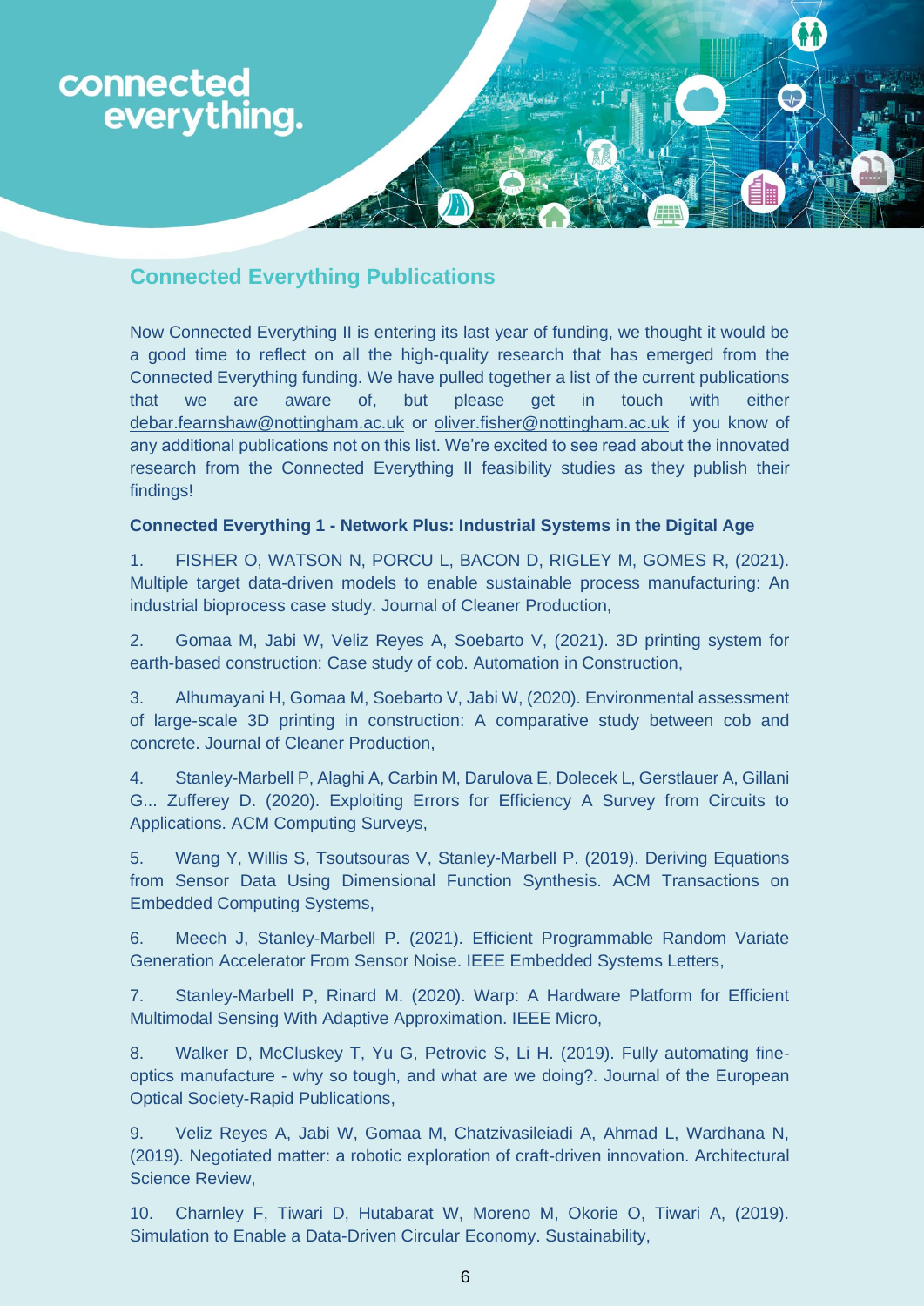connected everything.

## Connected Everything Publications

Now Connected Everything II is entering its last year of funding, we thought it would be a good time to reflect on all the high-quality research that has emerged from the Connected Everything funding. We have pulled together a list of the current publications that we are aware of, but please get in touch with either debar.fearnshaw@nottingham.ac.uk or oliver.fisher@nottingham.ac.uk if you know of any additional publications not on this list. We're excited to see read about the innovated research from the Connected Everything II feasibility studies as they publish their findings!

**Connected Everything 1 - Network Plus: Industrial Systems in the Digital Age**

1. FISHER O, WATSON N, PORCU L, BACON D, RIGLEY M, GOMES R, (2021). Multiple target data-driven models to enable sustainable process manufacturing: An industrial bioprocess case study. Journal of Cleaner Production,

2. Gomaa M, Jabi W, Veliz Reyes A, Soebarto V, (2021). 3D printing system for earth-based construction: Case study of cob. Automation in Construction,

3. Alhumayani H, Gomaa M, Soebarto V, Jabi W, (2020). Environmental assessment of large-scale 3D printing in construction: A comparative study between cob and concrete. Journal of Cleaner Production,

4. Stanley-Marbell P, Alaghi A, Carbin M, Darulova E, Dolecek L, Gerstlauer A, Gillani G... Zufferey D. (2020). Exploiting Errors for Efficiency A Survey from Circuits to Applications. ACM Computing Surveys,

5. Wang Y, Willis S, Tsoutsouras V, Stanley-Marbell P. (2019). Deriving Equations from Sensor Data Using Dimensional Function Synthesis. ACM Transactions on Embedded Computing Systems,

6. Meech J, Stanley-Marbell P. (2021). Efficient Programmable Random Variate Generation Accelerator From Sensor Noise. IEEE Embedded Systems Letters,

7. Stanley-Marbell P, Rinard M. (2020). Warp: A Hardware Platform for Efficient Multimodal Sensing With Adaptive Approximation. IEEE Micro,

8. Walker D, McCluskey T, Yu G, Petrovic S, Li H. (2019). Fully automating fine-optics manufacture - why so tough, and what are we doing?. Journal of the European Optical Society-Rapid Publications,

9. Veliz Reyes A, Jabi W, Gomaa M, Chatzivasileiadi A, Ahmad L, Wardhana N, (2019). Negotiated matter: a robotic exploration of craft-driven innovation. Architectural Science Review,

10. Charnley F, Tiwari D, Hutabarat W, Moreno M, Okorie O, Tiwari A, (2019). Simulation to Enable a Data-Driven Circular Economy. Sustainability,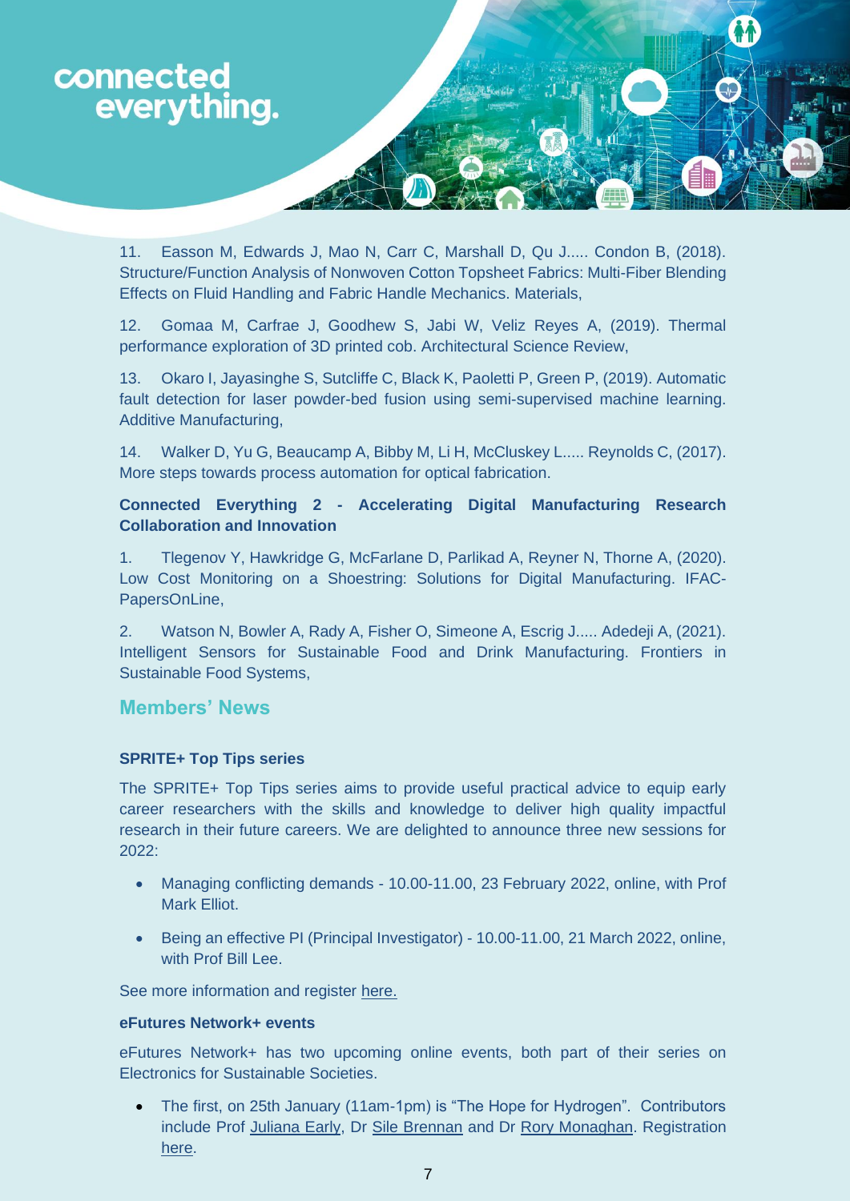11. Easson M, Edwards J, Mao N, Carr C, Marshall D, Qu J..... Condon B, (2018). Structure/Function Analysis of Nonwoven Cotton Topsheet Fabrics: Multi-Fiber Blending Effects on Fluid Handling and Fabric Handle Mechanics. Materials,

12. Gomaa M, Carfrae J, Goodhew S, Jabi W, Veliz Reyes A, (2019). Thermal performance exploration of 3D printed cob. Architectural Science Review,

13. Okaro I, Jayasinghe S, Sutcliffe C, Black K, Paoletti P, Green P, (2019). Automatic fault detection for laser powder-bed fusion using semi-supervised machine learning. Additive Manufacturing,

14. Walker D, Yu G, Beaucamp A, Bibby M, Li H, McCluskey L..... Reynolds C, (2017). More steps towards process automation for optical fabrication.

**Connected Everything 2 - Accelerating Digital Manufacturing Research Collaboration and Innovation**

1. Tlegenov Y, Hawkridge G, McFarlane D, Parlikad A, Reyner N, Thorne A, (2020). Low Cost Monitoring on a Shoestring: Solutions for Digital Manufacturing. IFAC-PapersOnLine,

2. Watson N, Bowler A, Rady A, Fisher O, Simeone A, Escrig J..... Adedeji A, (2021). Intelligent Sensors for Sustainable Food and Drink Manufacturing. Frontiers in Sustainable Food Systems,

## Members' News

### SPRITE+ Top Tips series

The SPRITE+ Top Tips series aims to provide useful practical advice to equip early career researchers with the skills and knowledge to deliver high quality impactful research in their future careers. We are delighted to announce three new sessions for 2022:

- Managing conflicting demands - 10.00-11.00, 23 February 2022, online, with Prof Mark Elliot.
- Being an effective PI (Principal Investigator) - 10.00-11.00, 21 March 2022, online, with Prof Bill Lee.

See more information and register here.

### eFutures Network+ events

eFutures Network+ has two upcoming online events, both part of their series on Electronics for Sustainable Societies.

- The first, on 25th January (11am-1pm) is "The Hope for Hydrogen". Contributors include Prof Juliana Early, Dr Sile Brennan and Dr Rory Monaghan. Registration here.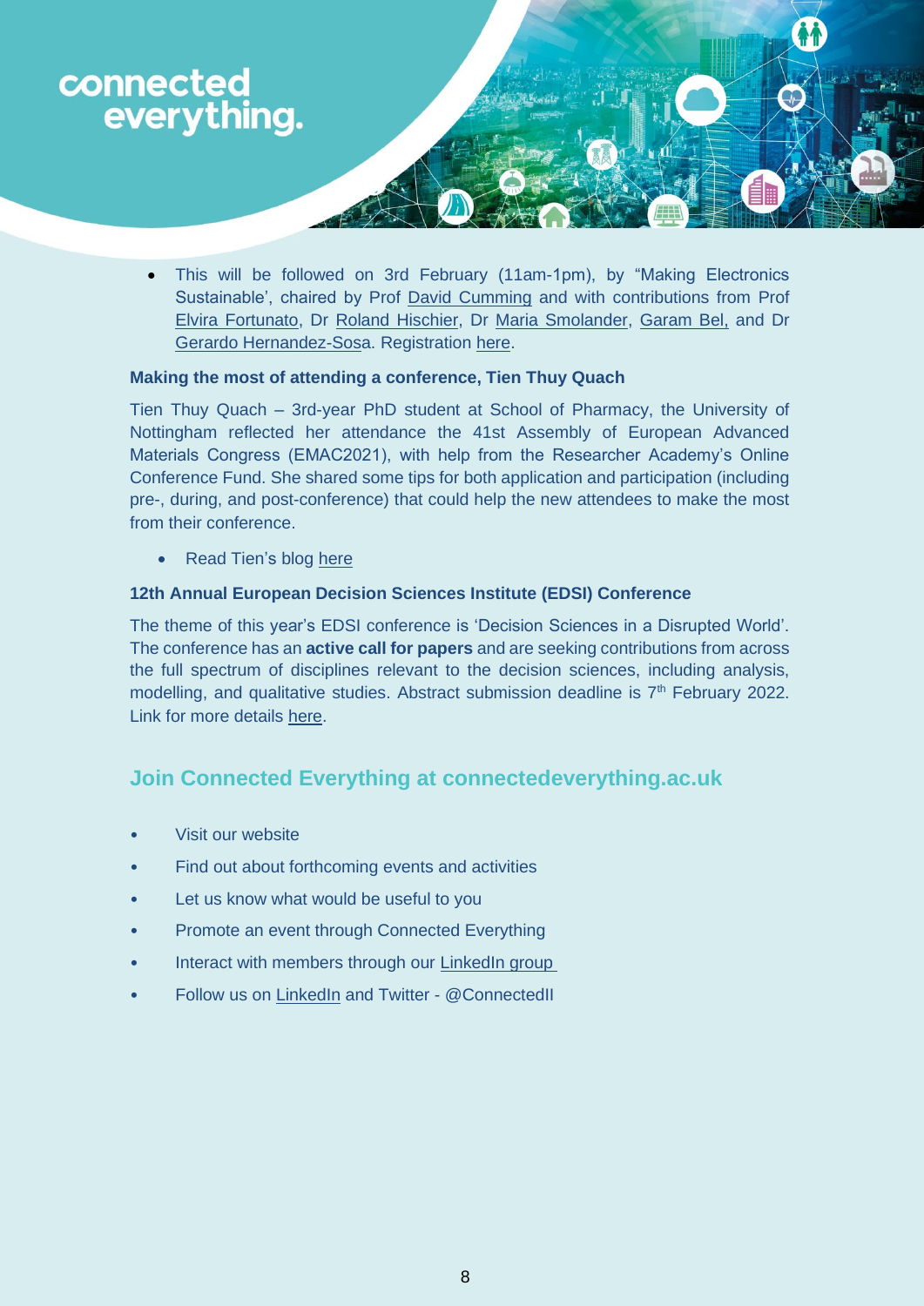- This will be followed on 3rd February (11am-1pm), by "Making Electronics Sustainable', chaired by Prof David Cumming and with contributions from Prof Elvira Fortunato, Dr Roland Hischier, Dr Maria Smolander, Garam Bel, and Dr Gerardo Hernandez-Sosa. Registration here.

### Making the most of attending a conference, Tien Thuy Quach

Tien Thuy Quach – 3rd-year PhD student at School of Pharmacy, the University of Nottingham reflected her attendance the 41st Assembly of European Advanced Materials Congress (EMAC2021), with help from the Researcher Academy's Online Conference Fund. She shared some tips for both application and participation (including pre-, during, and post-conference) that could help the new attendees to make the most from their conference.

- Read Tien's blog here

### 12th Annual European Decision Sciences Institute (EDSI) Conference

The theme of this year's EDSI conference is 'Decision Sciences in a Disrupted World'. The conference has an **active call for papers** and are seeking contributions from across the full spectrum of disciplines relevant to the decision sciences, including analysis, modelling, and qualitative studies. Abstract submission deadline is 7th February 2022. Link for more details here.

## Join Connected Everything at connectedeverything.ac.uk

- Visit our website
- Find out about forthcoming events and activities
- Let us know what would be useful to you
- Promote an event through Connected Everything
- Interact with members through our LinkedIn group
- Follow us on LinkedIn and Twitter - @ConnectedII